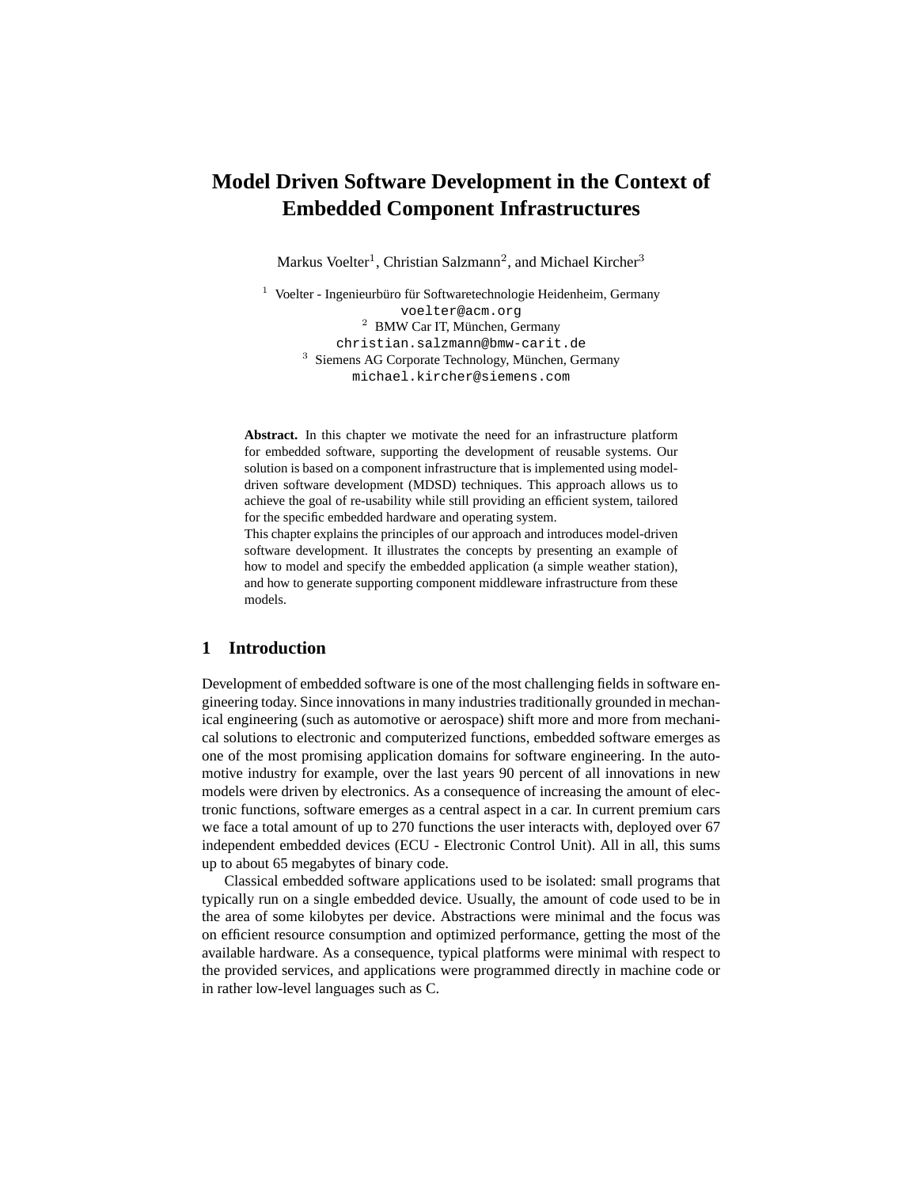# Model Driven Software Development in the Context of Embedded Component Infrastructures

Markus Voelter[1], Christian Salzmann[2], and Michael Kircher[3]

[1] Voelter - Ingenieurbüro für Softwaretechnologie Heidenheim, Germany
voelter@acm.org
[2] BMW Car IT, München, Germany
christian.salzmann@bmw-carit.de
[3] Siemens AG Corporate Technology, München, Germany
michael.kircher@siemens.com

**Abstract.** In this chapter we motivate the need for an infrastructure platform for embedded software, supporting the development of reusable systems. Our solution is based on a component infrastructure that is implemented using model-driven software development (MDSD) techniques. This approach allows us to achieve the goal of re-usability while still providing an efficient system, tailored for the specific embedded hardware and operating system.
This chapter explains the principles of our approach and introduces model-driven software development. It illustrates the concepts by presenting an example of how to model and specify the embedded application (a simple weather station), and how to generate supporting component middleware infrastructure from these models.

## 1 Introduction

Development of embedded software is one of the most challenging fields in software engineering today. Since innovations in many industries traditionally grounded in mechanical engineering (such as automotive or aerospace) shift more and more from mechanical solutions to electronic and computerized functions, embedded software emerges as one of the most promising application domains for software engineering. In the automotive industry for example, over the last years 90 percent of all innovations in new models were driven by electronics. As a consequence of increasing the amount of electronic functions, software emerges as a central aspect in a car. In current premium cars we face a total amount of up to 270 functions the user interacts with, deployed over 67 independent embedded devices (ECU - Electronic Control Unit). All in all, this sums up to about 65 megabytes of binary code.

Classical embedded software applications used to be isolated: small programs that typically run on a single embedded device. Usually, the amount of code used to be in the area of some kilobytes per device. Abstractions were minimal and the focus was on efficient resource consumption and optimized performance, getting the most of the available hardware. As a consequence, typical platforms were minimal with respect to the provided services, and applications were programmed directly in machine code or in rather low-level languages such as C.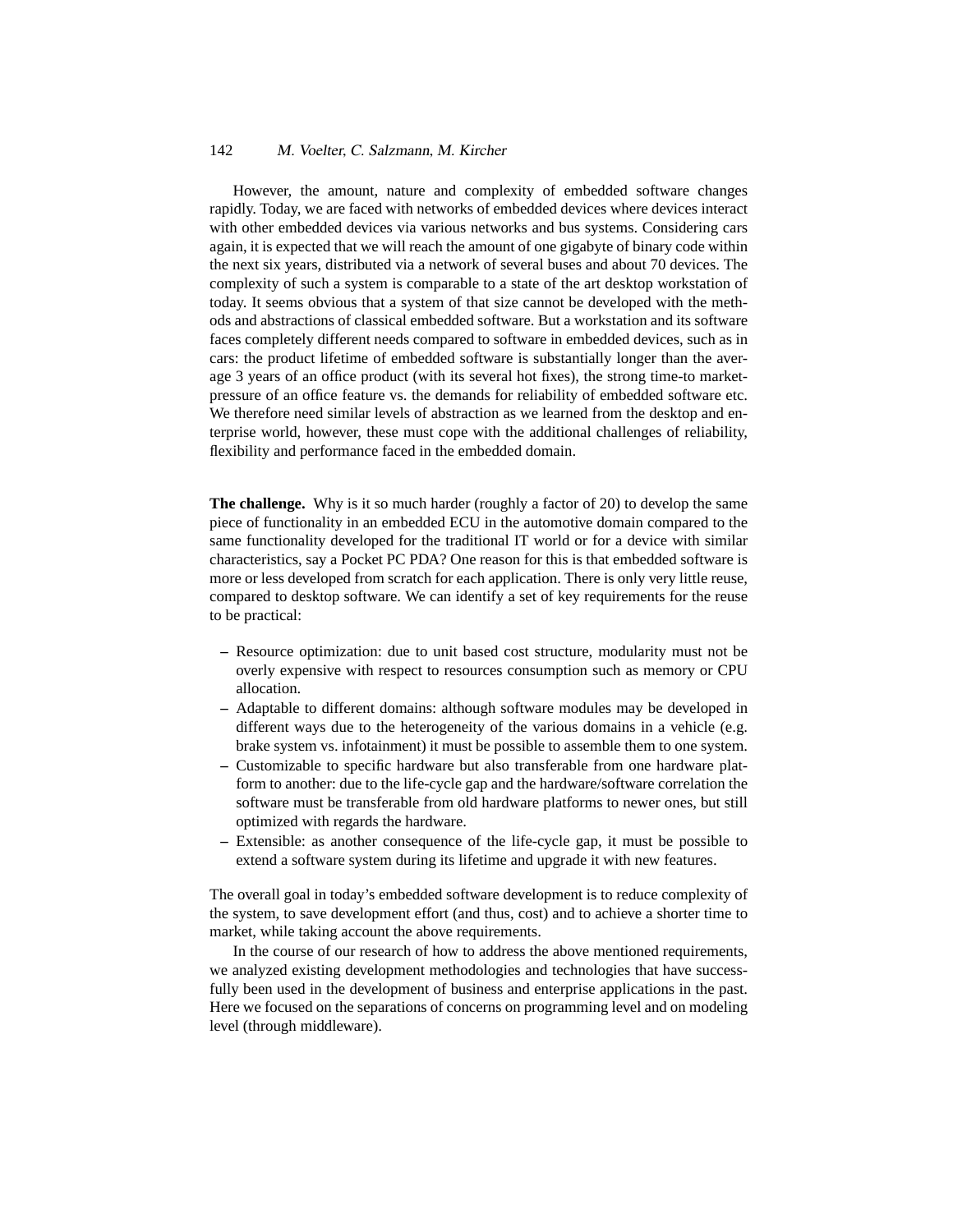However, the amount, nature and complexity of embedded software changes rapidly. Today, we are faced with networks of embedded devices where devices interact with other embedded devices via various networks and bus systems. Considering cars again, it is expected that we will reach the amount of one gigabyte of binary code within the next six years, distributed via a network of several buses and about 70 devices. The complexity of such a system is comparable to a state of the art desktop workstation of today. It seems obvious that a system of that size cannot be developed with the methods and abstractions of classical embedded software. But a workstation and its software faces completely different needs compared to software in embedded devices, such as in cars: the product lifetime of embedded software is substantially longer than the average 3 years of an office product (with its several hot fixes), the strong time-to market-pressure of an office feature vs. the demands for reliability of embedded software etc. We therefore need similar levels of abstraction as we learned from the desktop and enterprise world, however, these must cope with the additional challenges of reliability, flexibility and performance faced in the embedded domain.

**The challenge.** Why is it so much harder (roughly a factor of 20) to develop the same piece of functionality in an embedded ECU in the automotive domain compared to the same functionality developed for the traditional IT world or for a device with similar characteristics, say a Pocket PC PDA? One reason for this is that embedded software is more or less developed from scratch for each application. There is only very little reuse, compared to desktop software. We can identify a set of key requirements for the reuse to be practical:

- Resource optimization: due to unit based cost structure, modularity must not be overly expensive with respect to resources consumption such as memory or CPU allocation.
- Adaptable to different domains: although software modules may be developed in different ways due to the heterogeneity of the various domains in a vehicle (e.g. brake system vs. infotainment) it must be possible to assemble them to one system.
- Customizable to specific hardware but also transferable from one hardware platform to another: due to the life-cycle gap and the hardware/software correlation the software must be transferable from old hardware platforms to newer ones, but still optimized with regards the hardware.
- Extensible: as another consequence of the life-cycle gap, it must be possible to extend a software system during its lifetime and upgrade it with new features.

The overall goal in today's embedded software development is to reduce complexity of the system, to save development effort (and thus, cost) and to achieve a shorter time to market, while taking account the above requirements.

In the course of our research of how to address the above mentioned requirements, we analyzed existing development methodologies and technologies that have successfully been used in the development of business and enterprise applications in the past. Here we focused on the separations of concerns on programming level and on modeling level (through middleware).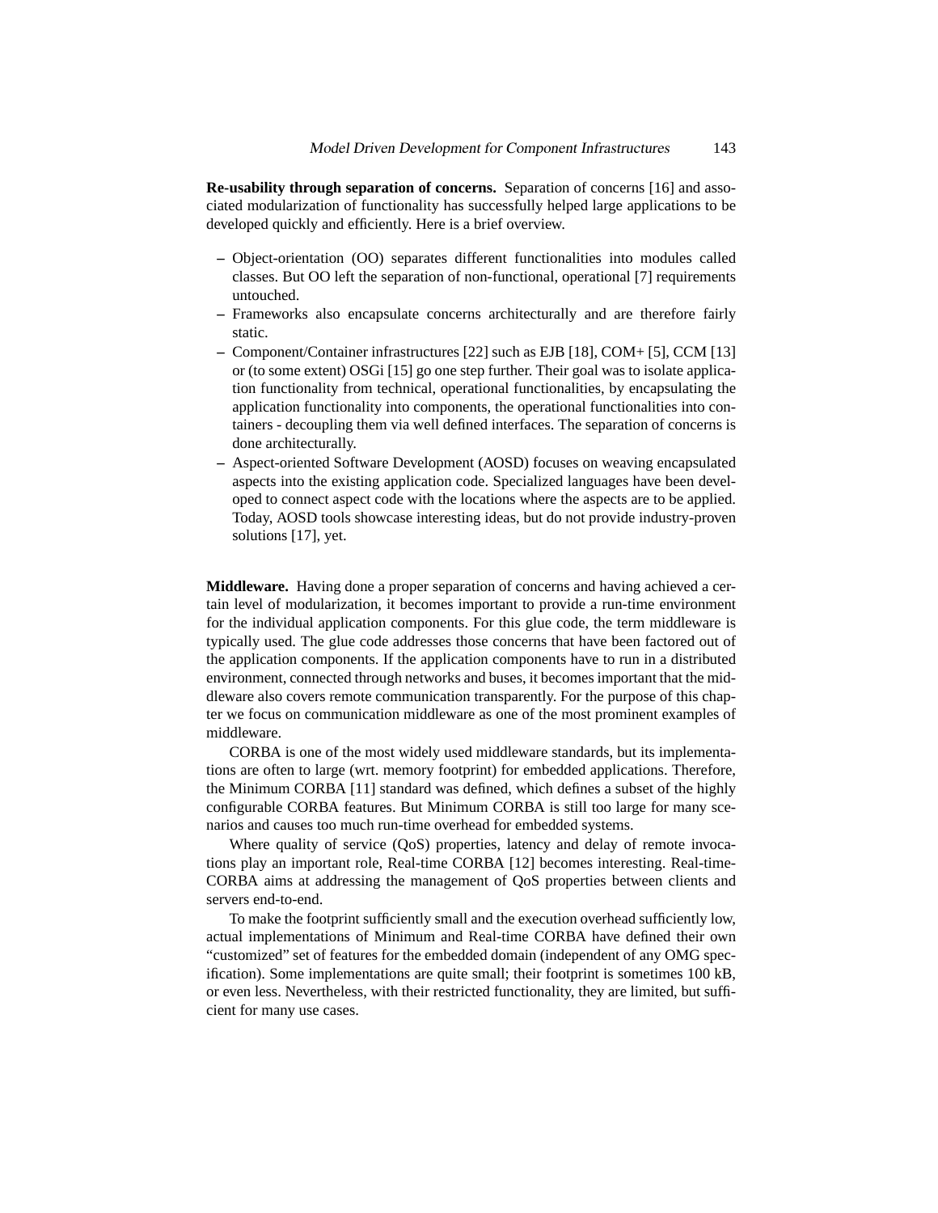**Re-usability through separation of concerns.** Separation of concerns [16] and associated modularization of functionality has successfully helped large applications to be developed quickly and efficiently. Here is a brief overview.

- Object-orientation (OO) separates different functionalities into modules called classes. But OO left the separation of non-functional, operational [7] requirements untouched.
- Frameworks also encapsulate concerns architecturally and are therefore fairly static.
- Component/Container infrastructures [22] such as EJB [18], COM+ [5], CCM [13] or (to some extent) OSGi [15] go one step further. Their goal was to isolate application functionality from technical, operational functionalities, by encapsulating the application functionality into components, the operational functionalities into containers - decoupling them via well defined interfaces. The separation of concerns is done architecturally.
- Aspect-oriented Software Development (AOSD) focuses on weaving encapsulated aspects into the existing application code. Specialized languages have been developed to connect aspect code with the locations where the aspects are to be applied. Today, AOSD tools showcase interesting ideas, but do not provide industry-proven solutions [17], yet.

**Middleware.** Having done a proper separation of concerns and having achieved a certain level of modularization, it becomes important to provide a run-time environment for the individual application components. For this glue code, the term middleware is typically used. The glue code addresses those concerns that have been factored out of the application components. If the application components have to run in a distributed environment, connected through networks and buses, it becomes important that the middleware also covers remote communication transparently. For the purpose of this chapter we focus on communication middleware as one of the most prominent examples of middleware.

CORBA is one of the most widely used middleware standards, but its implementations are often to large (wrt. memory footprint) for embedded applications. Therefore, the Minimum CORBA [11] standard was defined, which defines a subset of the highly configurable CORBA features. But Minimum CORBA is still too large for many scenarios and causes too much run-time overhead for embedded systems.

Where quality of service (QoS) properties, latency and delay of remote invocations play an important role, Real-time CORBA [12] becomes interesting. Real-time-CORBA aims at addressing the management of QoS properties between clients and servers end-to-end.

To make the footprint sufficiently small and the execution overhead sufficiently low, actual implementations of Minimum and Real-time CORBA have defined their own "customized" set of features for the embedded domain (independent of any OMG specification). Some implementations are quite small; their footprint is sometimes 100 kB, or even less. Nevertheless, with their restricted functionality, they are limited, but sufficient for many use cases.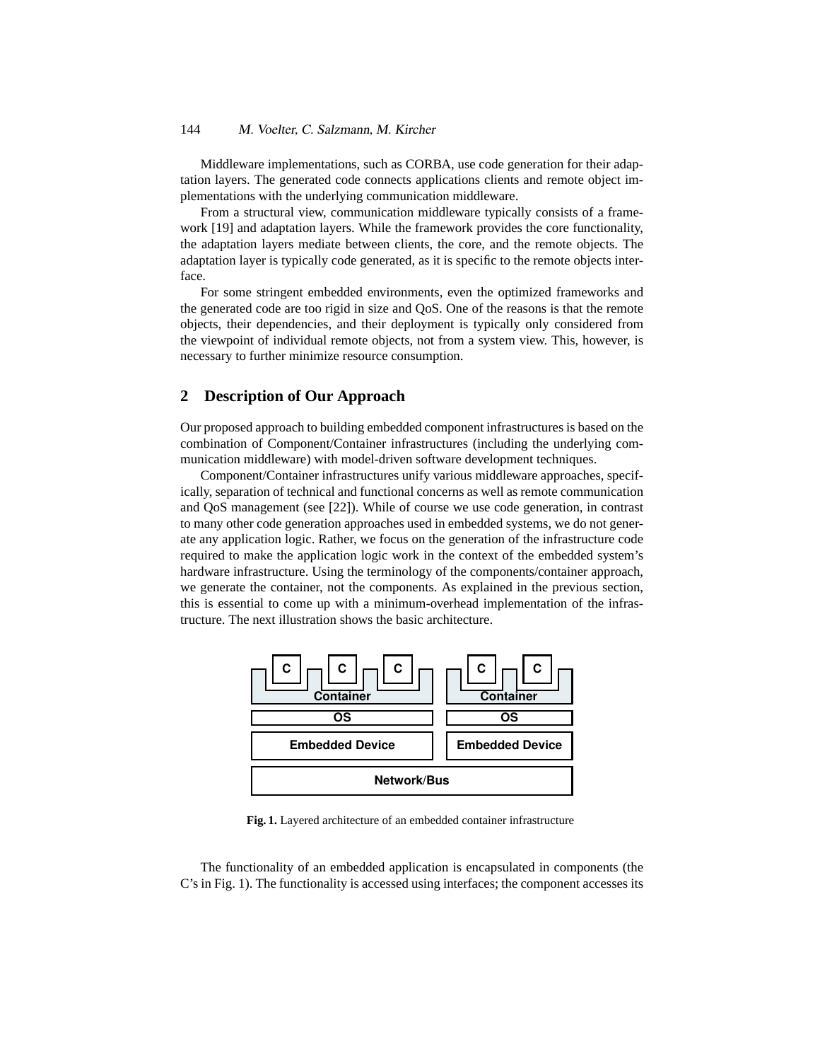Middleware implementations, such as CORBA, use code generation for their adaptation layers. The generated code connects applications clients and remote object implementations with the underlying communication middleware.

From a structural view, communication middleware typically consists of a framework [19] and adaptation layers. While the framework provides the core functionality, the adaptation layers mediate between clients, the core, and the remote objects. The adaptation layer is typically code generated, as it is specific to the remote objects interface.

For some stringent embedded environments, even the optimized frameworks and the generated code are too rigid in size and QoS. One of the reasons is that the remote objects, their dependencies, and their deployment is typically only considered from the viewpoint of individual remote objects, not from a system view. This, however, is necessary to further minimize resource consumption.

## 2 Description of Our Approach

Our proposed approach to building embedded component infrastructures is based on the combination of Component/Container infrastructures (including the underlying communication middleware) with model-driven software development techniques.

Component/Container infrastructures unify various middleware approaches, specifically, separation of technical and functional concerns as well as remote communication and QoS management (see [22]). While of course we use code generation, in contrast to many other code generation approaches used in embedded systems, we do not generate any application logic. Rather, we focus on the generation of the infrastructure code required to make the application logic work in the context of the embedded system's hardware infrastructure. Using the terminology of the components/container approach, we generate the container, not the components. As explained in the previous section, this is essential to come up with a minimum-overhead implementation of the infrastructure. The next illustration shows the basic architecture.

**Fig. 1.** Layered architecture of an embedded container infrastructure

The functionality of an embedded application is encapsulated in components (the C's in Fig. 1). The functionality is accessed using interfaces; the component accesses its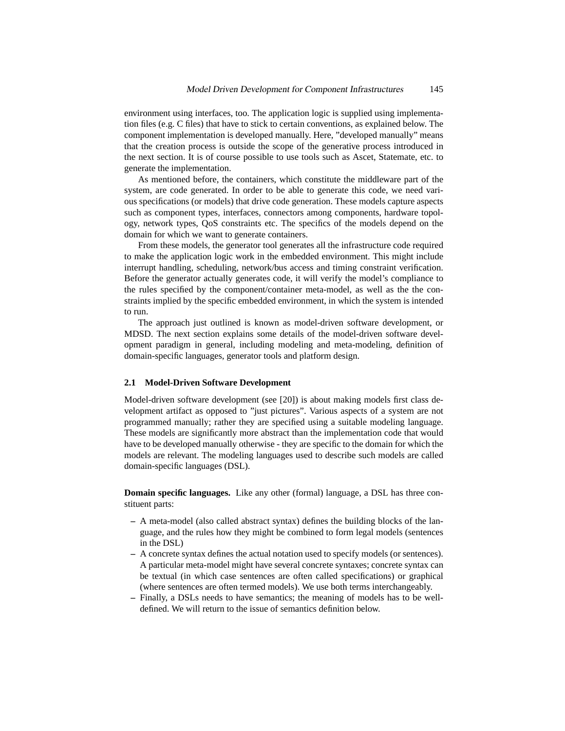environment using interfaces, too. The application logic is supplied using implementation files (e.g. C files) that have to stick to certain conventions, as explained below. The component implementation is developed manually. Here, "developed manually" means that the creation process is outside the scope of the generative process introduced in the next section. It is of course possible to use tools such as Ascet, Statemate, etc. to generate the implementation.

As mentioned before, the containers, which constitute the middleware part of the system, are code generated. In order to be able to generate this code, we need various specifications (or models) that drive code generation. These models capture aspects such as component types, interfaces, connectors among components, hardware topology, network types, QoS constraints etc. The specifics of the models depend on the domain for which we want to generate containers.

From these models, the generator tool generates all the infrastructure code required to make the application logic work in the embedded environment. This might include interrupt handling, scheduling, network/bus access and timing constraint verification. Before the generator actually generates code, it will verify the model's compliance to the rules specified by the component/container meta-model, as well as the the constraints implied by the specific embedded environment, in which the system is intended to run.

The approach just outlined is known as model-driven software development, or MDSD. The next section explains some details of the model-driven software development paradigm in general, including modeling and meta-modeling, definition of domain-specific languages, generator tools and platform design.

### 2.1 Model-Driven Software Development

Model-driven software development (see [20]) is about making models first class development artifact as opposed to "just pictures". Various aspects of a system are not programmed manually; rather they are specified using a suitable modeling language. These models are significantly more abstract than the implementation code that would have to be developed manually otherwise - they are specific to the domain for which the models are relevant. The modeling languages used to describe such models are called domain-specific languages (DSL).

**Domain specific languages.** Like any other (formal) language, a DSL has three constituent parts:

- A meta-model (also called abstract syntax) defines the building blocks of the language, and the rules how they might be combined to form legal models (sentences in the DSL)
- A concrete syntax defines the actual notation used to specify models (or sentences). A particular meta-model might have several concrete syntaxes; concrete syntax can be textual (in which case sentences are often called specifications) or graphical (where sentences are often termed models). We use both terms interchangeably.
- Finally, a DSLs needs to have semantics; the meaning of models has to be well-defined. We will return to the issue of semantics definition below.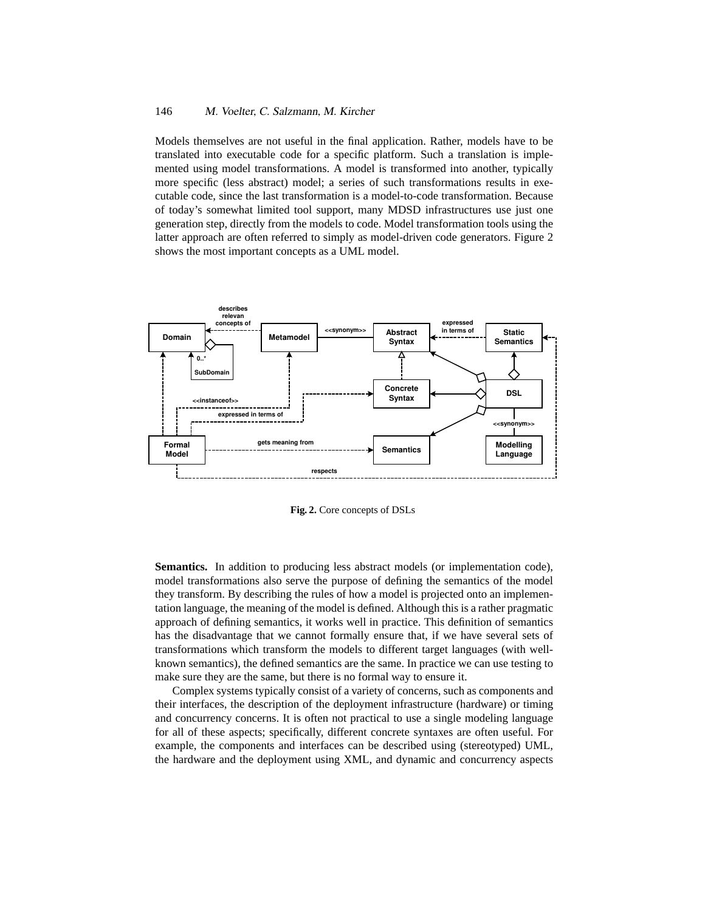Models themselves are not useful in the final application. Rather, models have to be translated into executable code for a specific platform. Such a translation is implemented using model transformations. A model is transformed into another, typically more specific (less abstract) model; a series of such transformations results in executable code, since the last transformation is a model-to-code transformation. Because of today's somewhat limited tool support, many MDSD infrastructures use just one generation step, directly from the models to code. Model transformation tools using the latter approach are often referred to simply as model-driven code generators. Figure 2 shows the most important concepts as a UML model.

**Fig. 2.** Core concepts of DSLs

**Semantics.** In addition to producing less abstract models (or implementation code), model transformations also serve the purpose of defining the semantics of the model they transform. By describing the rules of how a model is projected onto an implementation language, the meaning of the model is defined. Although this is a rather pragmatic approach of defining semantics, it works well in practice. This definition of semantics has the disadvantage that we cannot formally ensure that, if we have several sets of transformations which transform the models to different target languages (with well-known semantics), the defined semantics are the same. In practice we can use testing to make sure they are the same, but there is no formal way to ensure it.

Complex systems typically consist of a variety of concerns, such as components and their interfaces, the description of the deployment infrastructure (hardware) or timing and concurrency concerns. It is often not practical to use a single modeling language for all of these aspects; specifically, different concrete syntaxes are often useful. For example, the components and interfaces can be described using (stereotyped) UML, the hardware and the deployment using XML, and dynamic and concurrency aspects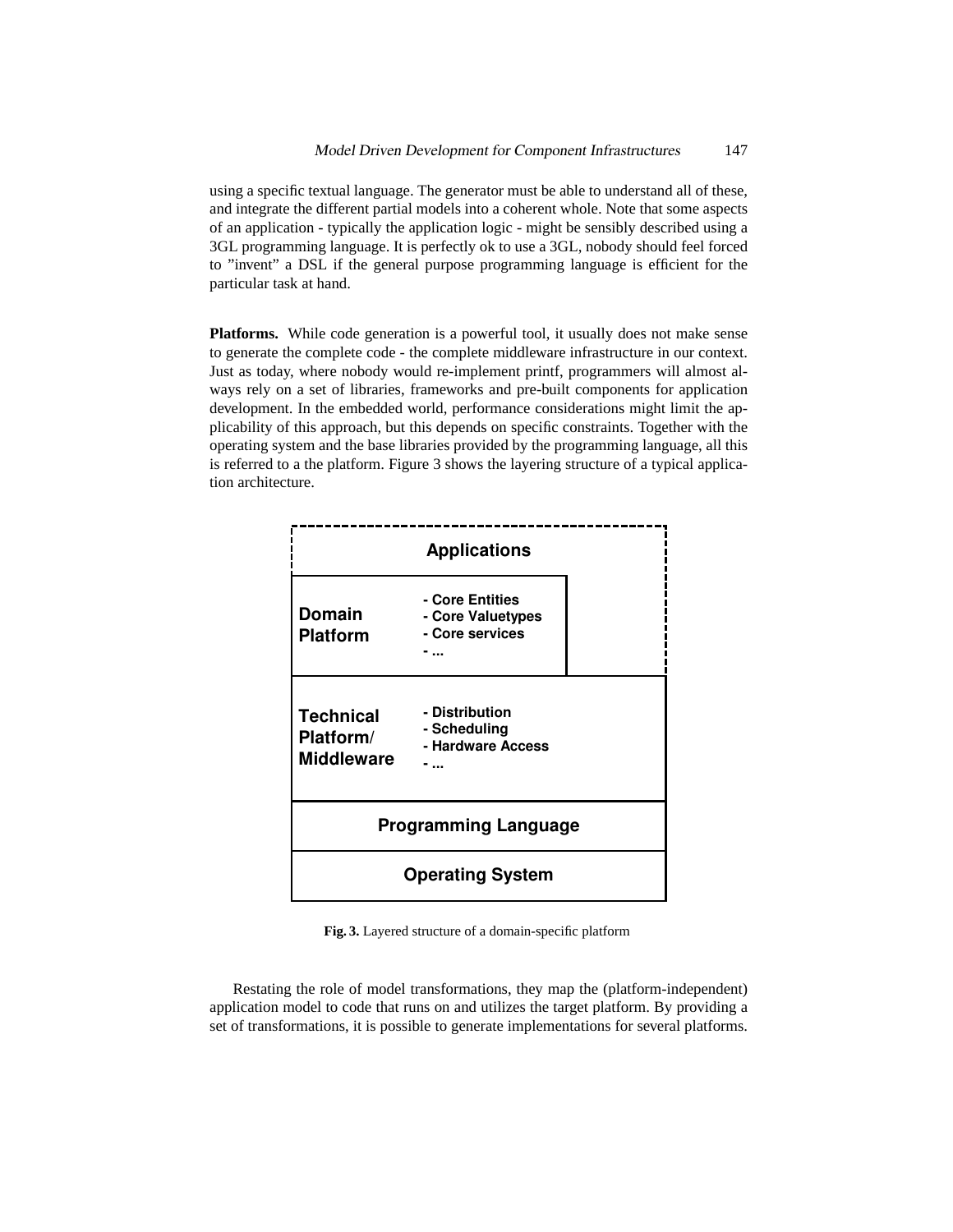using a specific textual language. The generator must be able to understand all of these, and integrate the different partial models into a coherent whole. Note that some aspects of an application - typically the application logic - might be sensibly described using a 3GL programming language. It is perfectly ok to use a 3GL, nobody should feel forced to "invent" a DSL if the general purpose programming language is efficient for the particular task at hand.

**Platforms.** While code generation is a powerful tool, it usually does not make sense to generate the complete code - the complete middleware infrastructure in our context. Just as today, where nobody would re-implement printf, programmers will almost always rely on a set of libraries, frameworks and pre-built components for application development. In the embedded world, performance considerations might limit the applicability of this approach, but this depends on specific constraints. Together with the operating system and the base libraries provided by the programming language, all this is referred to a the platform. Figure 3 shows the layering structure of a typical application architecture.

**Applications**

**Domain Platform**
- Core Entities
- Core Valuetypes
- Core services
- ...

**Technical Platform/ Middleware**
- Distribution
- Scheduling
- Hardware Access
- ...

**Programming Language**

**Operating System**

**Fig. 3.** Layered structure of a domain-specific platform

Restating the role of model transformations, they map the (platform-independent) application model to code that runs on and utilizes the target platform. By providing a set of transformations, it is possible to generate implementations for several platforms.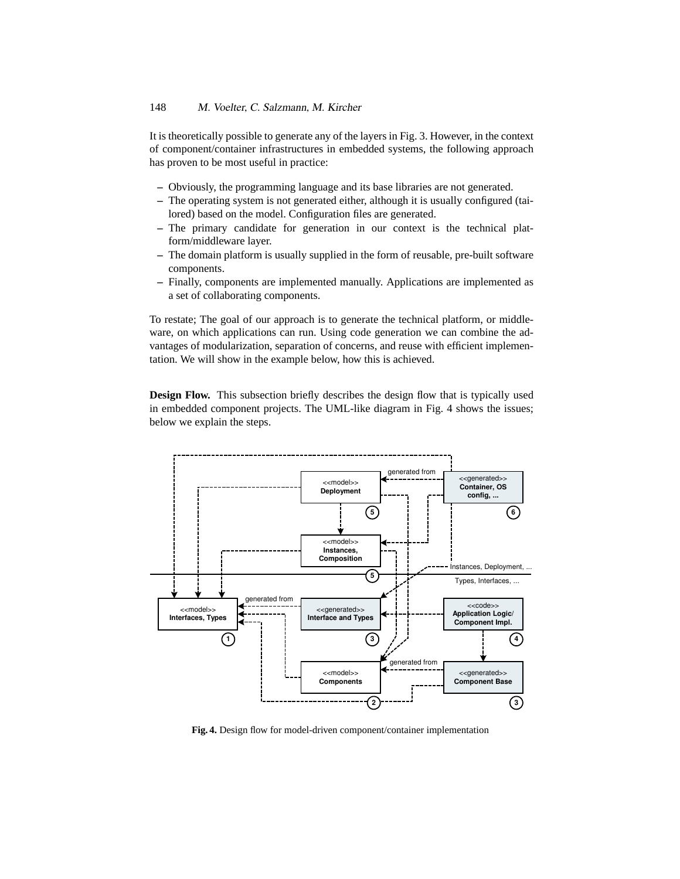It is theoretically possible to generate any of the layers in Fig. 3. However, in the context of component/container infrastructures in embedded systems, the following approach has proven to be most useful in practice:

- Obviously, the programming language and its base libraries are not generated.
- The operating system is not generated either, although it is usually configured (tailored) based on the model. Configuration files are generated.
- The primary candidate for generation in our context is the technical platform/middleware layer.
- The domain platform is usually supplied in the form of reusable, pre-built software components.
- Finally, components are implemented manually. Applications are implemented as a set of collaborating components.

To restate; The goal of our approach is to generate the technical platform, or middleware, on which applications can run. Using code generation we can combine the advantages of modularization, separation of concerns, and reuse with efficient implementation. We will show in the example below, how this is achieved.

**Design Flow.** This subsection briefly describes the design flow that is typically used in embedded component projects. The UML-like diagram in Fig. 4 shows the issues; below we explain the steps.

**Fig. 4.** Design flow for model-driven component/container implementation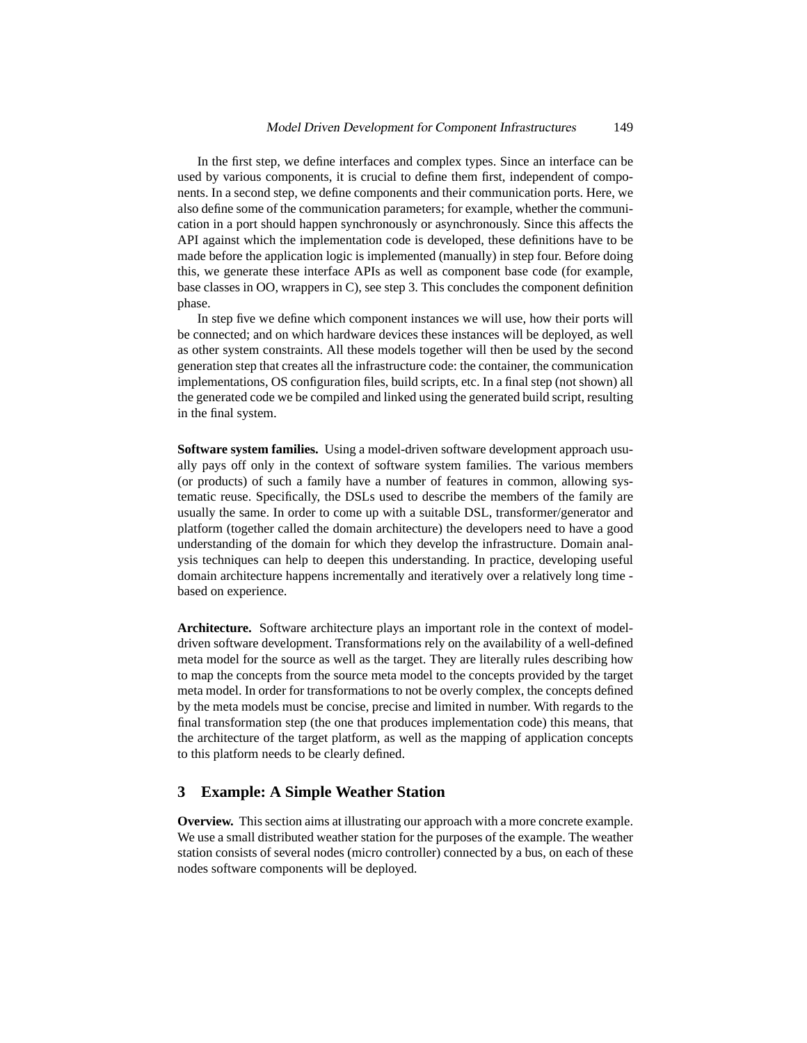In the first step, we define interfaces and complex types. Since an interface can be used by various components, it is crucial to define them first, independent of components. In a second step, we define components and their communication ports. Here, we also define some of the communication parameters; for example, whether the communication in a port should happen synchronously or asynchronously. Since this affects the API against which the implementation code is developed, these definitions have to be made before the application logic is implemented (manually) in step four. Before doing this, we generate these interface APIs as well as component base code (for example, base classes in OO, wrappers in C), see step 3. This concludes the component definition phase.

In step five we define which component instances we will use, how their ports will be connected; and on which hardware devices these instances will be deployed, as well as other system constraints. All these models together will then be used by the second generation step that creates all the infrastructure code: the container, the communication implementations, OS configuration files, build scripts, etc. In a final step (not shown) all the generated code we be compiled and linked using the generated build script, resulting in the final system.

**Software system families.** Using a model-driven software development approach usually pays off only in the context of software system families. The various members (or products) of such a family have a number of features in common, allowing systematic reuse. Specifically, the DSLs used to describe the members of the family are usually the same. In order to come up with a suitable DSL, transformer/generator and platform (together called the domain architecture) the developers need to have a good understanding of the domain for which they develop the infrastructure. Domain analysis techniques can help to deepen this understanding. In practice, developing useful domain architecture happens incrementally and iteratively over a relatively long time - based on experience.

**Architecture.** Software architecture plays an important role in the context of model-driven software development. Transformations rely on the availability of a well-defined meta model for the source as well as the target. They are literally rules describing how to map the concepts from the source meta model to the concepts provided by the target meta model. In order for transformations to not be overly complex, the concepts defined by the meta models must be concise, precise and limited in number. With regards to the final transformation step (the one that produces implementation code) this means, that the architecture of the target platform, as well as the mapping of application concepts to this platform needs to be clearly defined.

## 3 Example: A Simple Weather Station

**Overview.** This section aims at illustrating our approach with a more concrete example. We use a small distributed weather station for the purposes of the example. The weather station consists of several nodes (micro controller) connected by a bus, on each of these nodes software components will be deployed.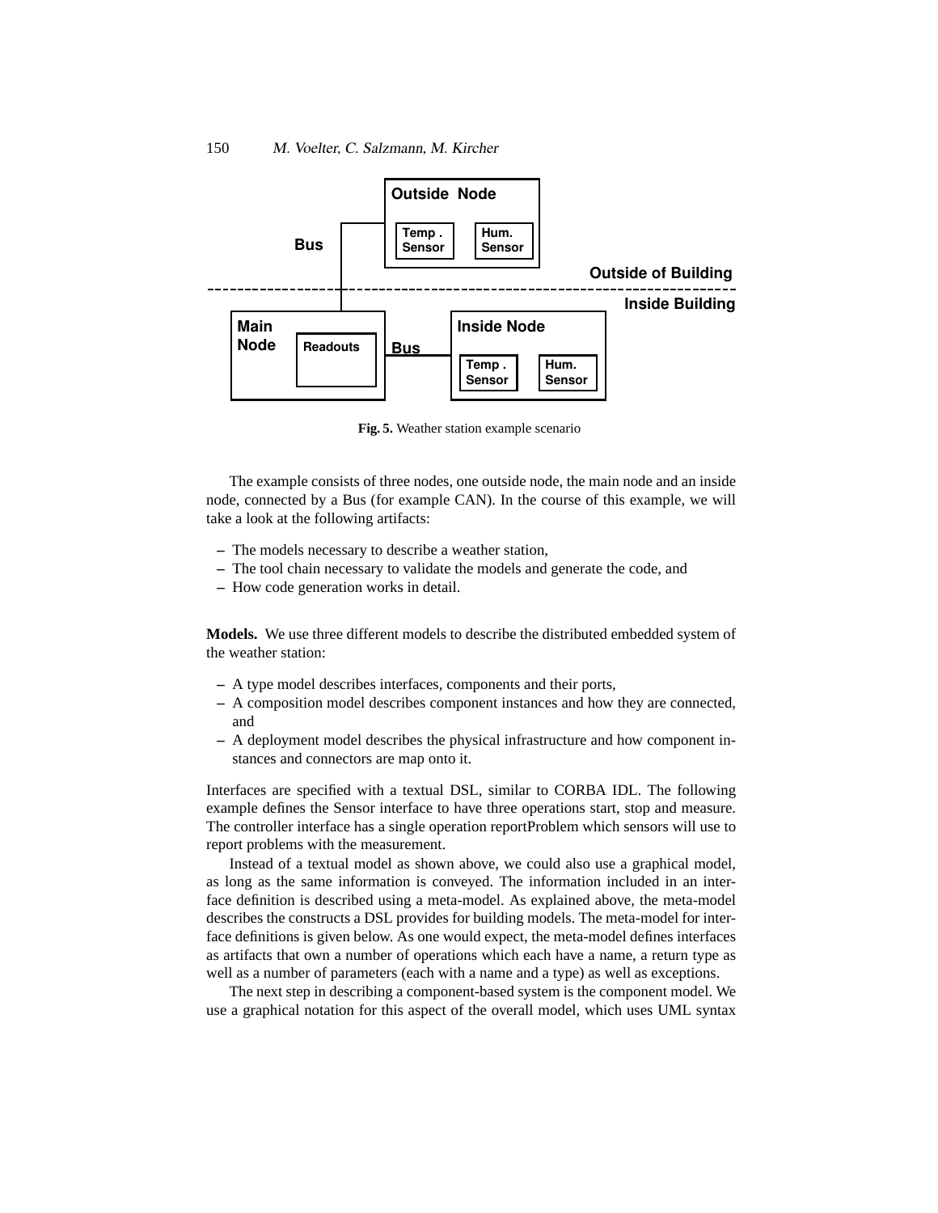**Fig. 5.** Weather station example scenario

The example consists of three nodes, one outside node, the main node and an inside node, connected by a Bus (for example CAN). In the course of this example, we will take a look at the following artifacts:

- The models necessary to describe a weather station,
- The tool chain necessary to validate the models and generate the code, and
- How code generation works in detail.

**Models.** We use three different models to describe the distributed embedded system of the weather station:

- A type model describes interfaces, components and their ports,
- A composition model describes component instances and how they are connected, and
- A deployment model describes the physical infrastructure and how component instances and connectors are map onto it.

Interfaces are specified with a textual DSL, similar to CORBA IDL. The following example defines the Sensor interface to have three operations start, stop and measure. The controller interface has a single operation reportProblem which sensors will use to report problems with the measurement.

Instead of a textual model as shown above, we could also use a graphical model, as long as the same information is conveyed. The information included in an interface definition is described using a meta-model. As explained above, the meta-model describes the constructs a DSL provides for building models. The meta-model for interface definitions is given below. As one would expect, the meta-model defines interfaces as artifacts that own a number of operations which each have a name, a return type as well as a number of parameters (each with a name and a type) as well as exceptions.

The next step in describing a component-based system is the component model. We use a graphical notation for this aspect of the overall model, which uses UML syntax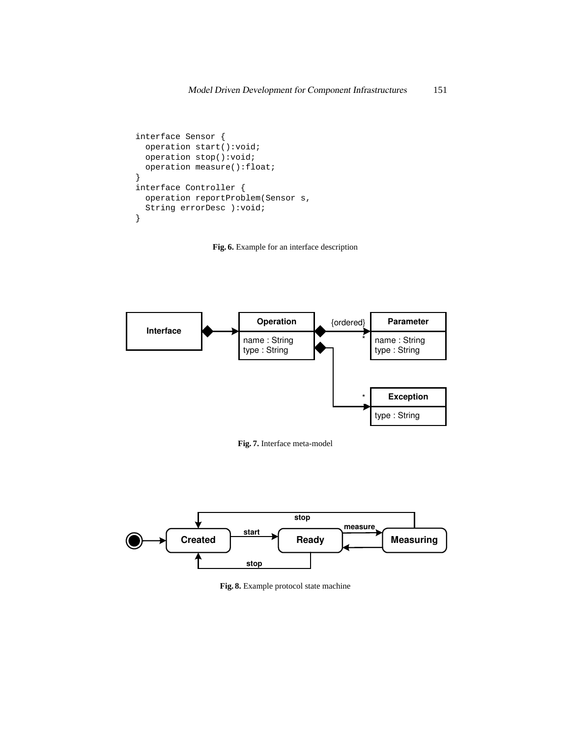```
interface Sensor {
  operation start():void;
  operation stop():void;
  operation measure():float;
}
interface Controller {
  operation reportProblem(Sensor s,
  String errorDesc ):void;
}
```

**Fig. 6.** Example for an interface description

**Fig. 7.** Interface meta-model

**Fig. 8.** Example protocol state machine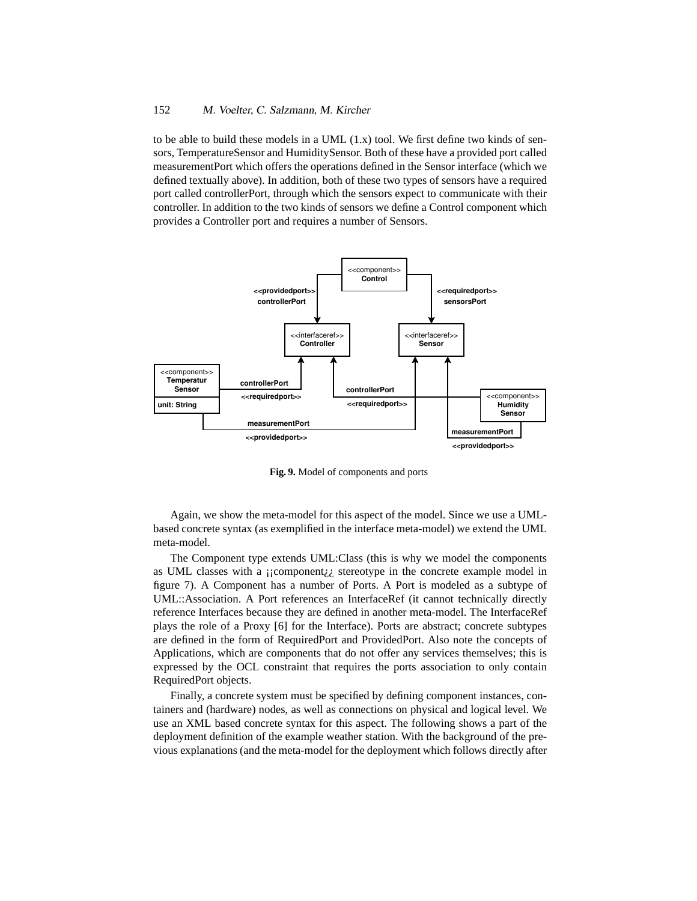to be able to build these models in a UML (1.x) tool. We first define two kinds of sensors, TemperatureSensor and HumiditySensor. Both of these have a provided port called measurementPort which offers the operations defined in the Sensor interface (which we defined textually above). In addition, both of these two types of sensors have a required port called controllerPort, through which the sensors expect to communicate with their controller. In addition to the two kinds of sensors we define a Control component which provides a Controller port and requires a number of Sensors.

**Fig. 9.** Model of components and ports

Again, we show the meta-model for this aspect of the model. Since we use a UML-based concrete syntax (as exemplified in the interface meta-model) we extend the UML meta-model.

The Component type extends UML:Class (this is why we model the components as UML classes with a ¡¡component¿¿ stereotype in the concrete example model in figure 7). A Component has a number of Ports. A Port is modeled as a subtype of UML::Association. A Port references an InterfaceRef (it cannot technically directly reference Interfaces because they are defined in another meta-model. The InterfaceRef plays the role of a Proxy [6] for the Interface). Ports are abstract; concrete subtypes are defined in the form of RequiredPort and ProvidedPort. Also note the concepts of Applications, which are components that do not offer any services themselves; this is expressed by the OCL constraint that requires the ports association to only contain RequiredPort objects.

Finally, a concrete system must be specified by defining component instances, containers and (hardware) nodes, as well as connections on physical and logical level. We use an XML based concrete syntax for this aspect. The following shows a part of the deployment definition of the example weather station. With the background of the previous explanations (and the meta-model for the deployment which follows directly after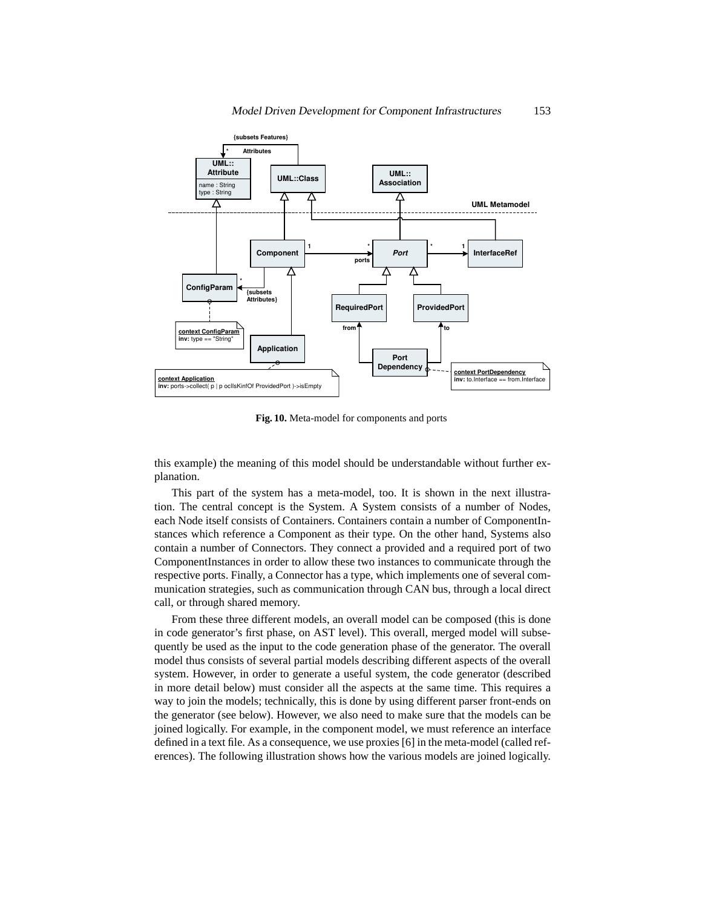Fig. 10. Meta-model for components and ports

this example) the meaning of this model should be understandable without further explanation.

This part of the system has a meta-model, too. It is shown in the next illustration. The central concept is the System. A System consists of a number of Nodes, each Node itself consists of Containers. Containers contain a number of ComponentInstances which reference a Component as their type. On the other hand, Systems also contain a number of Connectors. They connect a provided and a required port of two ComponentInstances in order to allow these two instances to communicate through the respective ports. Finally, a Connector has a type, which implements one of several communication strategies, such as communication through CAN bus, through a local direct call, or through shared memory.

From these three different models, an overall model can be composed (this is done in code generator's first phase, on AST level). This overall, merged model will subsequently be used as the input to the code generation phase of the generator. The overall model thus consists of several partial models describing different aspects of the overall system. However, in order to generate a useful system, the code generator (described in more detail below) must consider all the aspects at the same time. This requires a way to join the models; technically, this is done by using different parser front-ends on the generator (see below). However, we also need to make sure that the models can be joined logically. For example, in the component model, we must reference an interface defined in a text file. As a consequence, we use proxies [6] in the meta-model (called references). The following illustration shows how the various models are joined logically.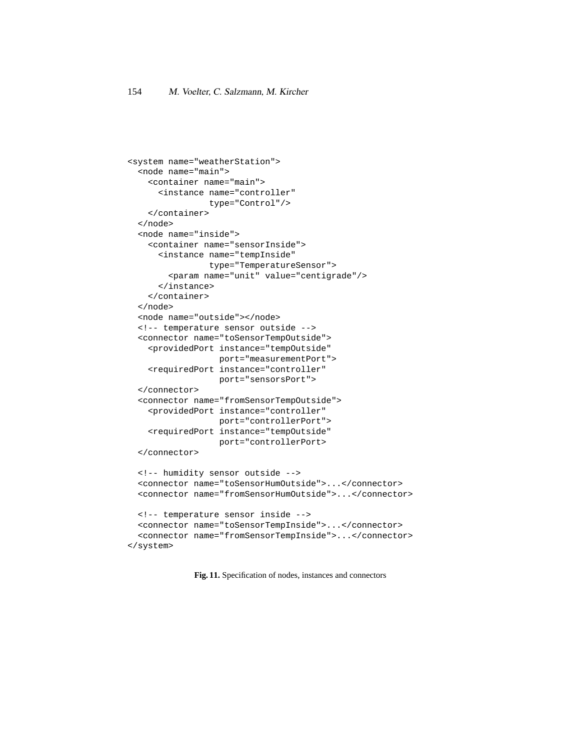```
<system name="weatherStation">
  <node name="main">
    <container name="main">
      <instance name="controller"
                type="Control"/>
    </container>
  </node>
  <node name="inside">
    <container name="sensorInside">
      <instance name="tempInside"
                type="TemperatureSensor">
        <param name="unit" value="centigrade"/>
      </instance>
    </container>
  </node>
  <node name="outside"></node>
  <!-- temperature sensor outside -->
  <connector name="toSensorTempOutside">
    <providedPort instance="tempOutside"
                  port="measurementPort">
    <requiredPort instance="controller"
                  port="sensorsPort">
  </connector>
  <connector name="fromSensorTempOutside">
    <providedPort instance="controller"
                  port="controllerPort">
    <requiredPort instance="tempOutside"
                  port="controllerPort>
  </connector>

  <!-- humidity sensor outside -->
  <connector name="toSensorHumOutside">...</connector>
  <connector name="fromSensorHumOutside">...</connector>

  <!-- temperature sensor inside -->
  <connector name="toSensorTempInside">...</connector>
  <connector name="fromSensorTempInside">...</connector>
</system>
```

**Fig. 11.** Specification of nodes, instances and connectors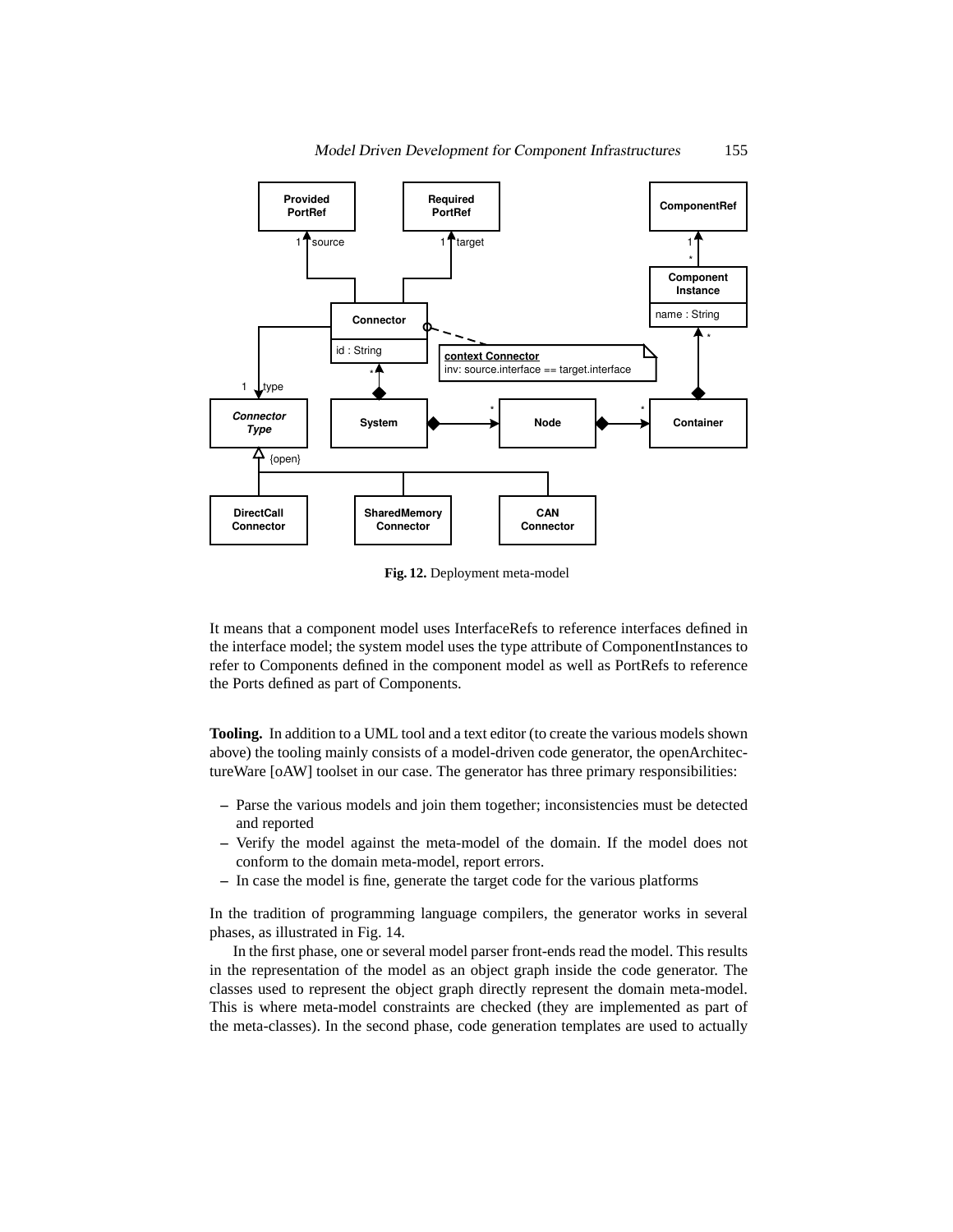Fig. 12. Deployment meta-model

It means that a component model uses InterfaceRefs to reference interfaces defined in the interface model; the system model uses the type attribute of ComponentInstances to refer to Components defined in the component model as well as PortRefs to reference the Ports defined as part of Components.

**Tooling.** In addition to a UML tool and a text editor (to create the various models shown above) the tooling mainly consists of a model-driven code generator, the openArchitectureWare [oAW] toolset in our case. The generator has three primary responsibilities:

- Parse the various models and join them together; inconsistencies must be detected and reported
- Verify the model against the meta-model of the domain. If the model does not conform to the domain meta-model, report errors.
- In case the model is fine, generate the target code for the various platforms

In the tradition of programming language compilers, the generator works in several phases, as illustrated in Fig. 14.

In the first phase, one or several model parser front-ends read the model. This results in the representation of the model as an object graph inside the code generator. The classes used to represent the object graph directly represent the domain meta-model. This is where meta-model constraints are checked (they are implemented as part of the meta-classes). In the second phase, code generation templates are used to actually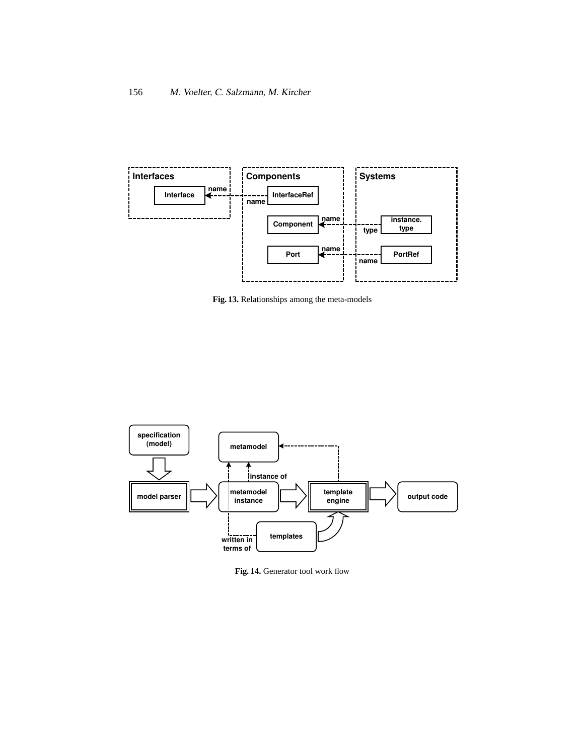Fig. 13. Relationships among the meta-models

Fig. 14. Generator tool work flow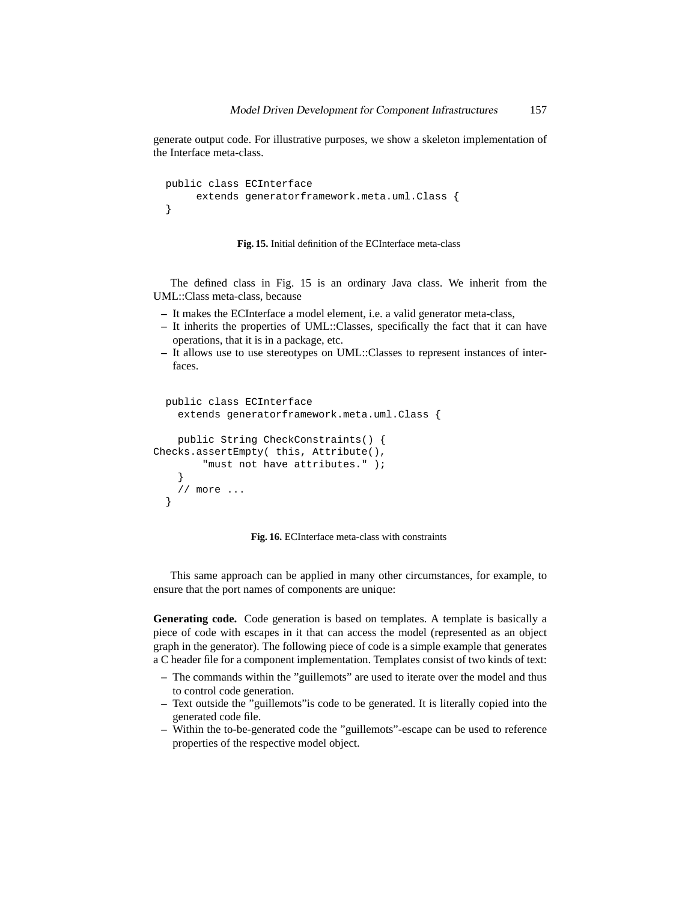generate output code. For illustrative purposes, we show a skeleton implementation of the Interface meta-class.

```
public class ECInterface
      extends generatorframework.meta.uml.Class {
}
```

**Fig. 15.** Initial definition of the ECInterface meta-class

The defined class in Fig. 15 is an ordinary Java class. We inherit from the UML::Class meta-class, because

- It makes the ECInterface a model element, i.e. a valid generator meta-class,
- It inherits the properties of UML::Classes, specifically the fact that it can have operations, that it is in a package, etc.
- It allows use to use stereotypes on UML::Classes to represent instances of interfaces.

```
  public class ECInterface
    extends generatorframework.meta.uml.Class {

    public String CheckConstraints() {
Checks.assertEmpty( this, Attribute(),
        "must not have attributes." );
    }
    // more ...
  }
```

**Fig. 16.** ECInterface meta-class with constraints

This same approach can be applied in many other circumstances, for example, to ensure that the port names of components are unique:

**Generating code.** Code generation is based on templates. A template is basically a piece of code with escapes in it that can access the model (represented as an object graph in the generator). The following piece of code is a simple example that generates a C header file for a component implementation. Templates consist of two kinds of text:

- The commands within the "guillemots" are used to iterate over the model and thus to control code generation.
- Text outside the "guillemots"is code to be generated. It is literally copied into the generated code file.
- Within the to-be-generated code the "guillemots"-escape can be used to reference properties of the respective model object.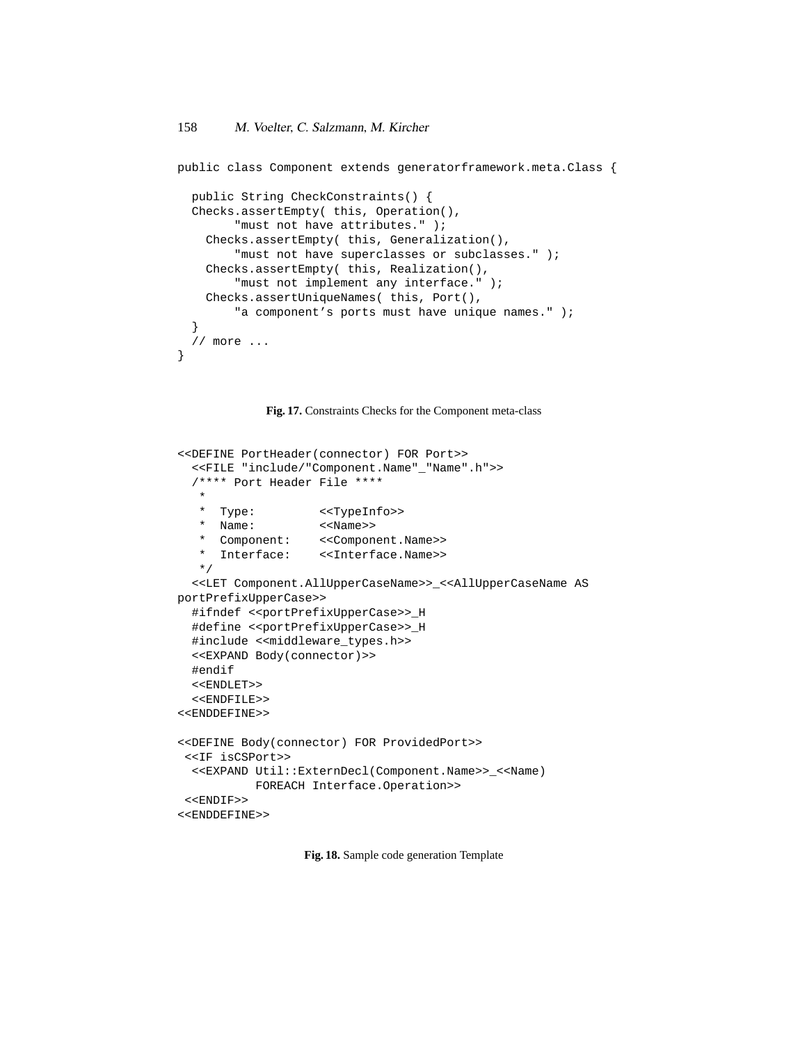```
public class Component extends generatorframework.meta.Class {

  public String CheckConstraints() {
  Checks.assertEmpty( this, Operation(),
        "must not have attributes." );
    Checks.assertEmpty( this, Generalization(),
        "must not have superclasses or subclasses." );
    Checks.assertEmpty( this, Realization(),
        "must not implement any interface." );
    Checks.assertUniqueNames( this, Port(),
        "a component's ports must have unique names." );
  }
  // more ...
}
```

**Fig. 17.** Constraints Checks for the Component meta-class

```
<<DEFINE PortHeader(connector) FOR Port>>
  <<FILE "include/"Component.Name"_"Name".h">>
  /**** Port Header File ****
   *
   *  Type:         <<TypeInfo>>
   *  Name:         <<Name>>
   *  Component:    <<Component.Name>>
   *  Interface:    <<Interface.Name>>
   */
  <<LET Component.AllUpperCaseName>>_<<AllUpperCaseName AS
portPrefixUpperCase>>
  #ifndef <<portPrefixUpperCase>>_H
  #define <<portPrefixUpperCase>>_H
  #include <<middleware_types.h>>
  <<EXPAND Body(connector)>>
  #endif
  <<ENDLET>>
  <<ENDFILE>>
<<ENDDEFINE>>

<<DEFINE Body(connector) FOR ProvidedPort>>
 <<IF isCSPort>>
  <<EXPAND Util::ExternDecl(Component.Name>>_<<Name)
           FOREACH Interface.Operation>>
 <<ENDIF>>
<<ENDDEFINE>>
```

**Fig. 18.** Sample code generation Template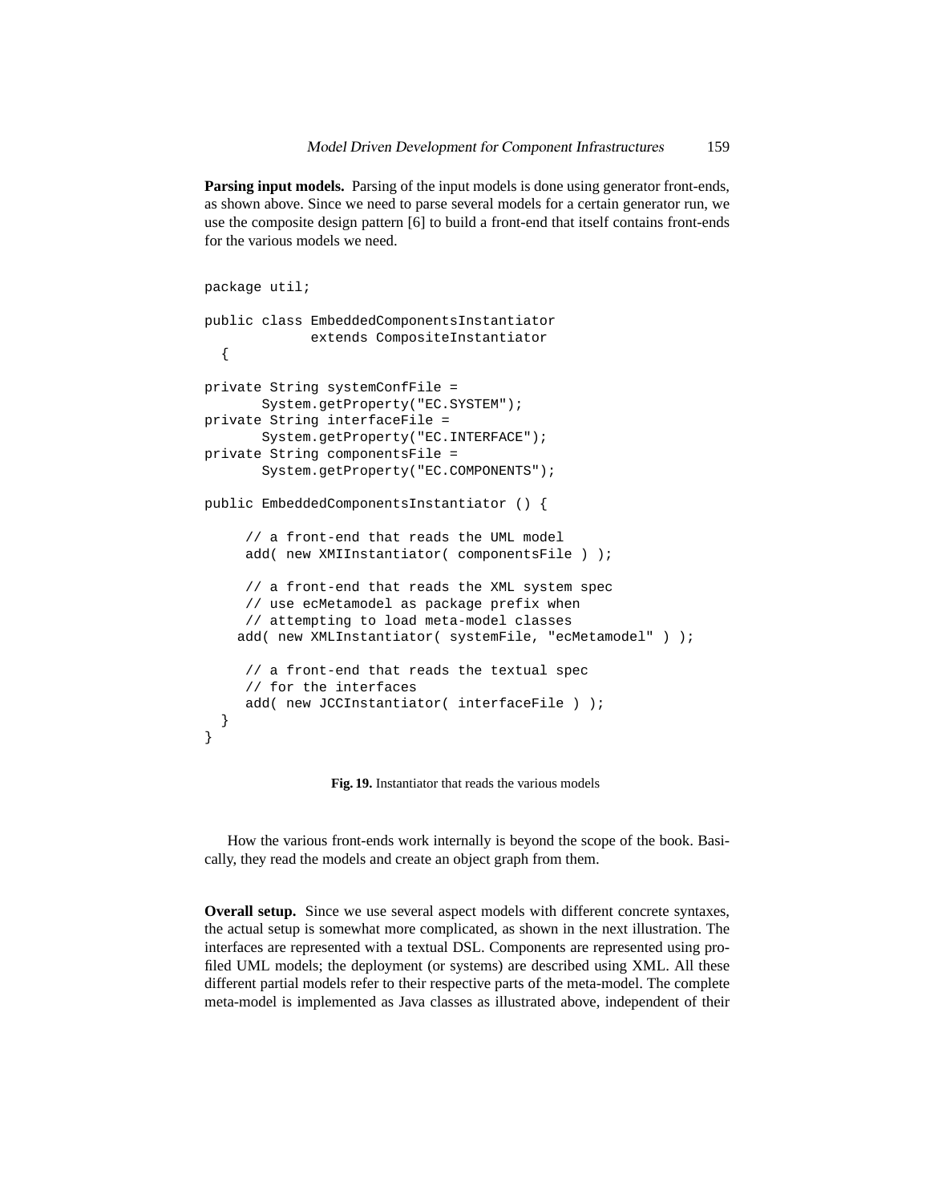**Parsing input models.** Parsing of the input models is done using generator front-ends, as shown above. Since we need to parse several models for a certain generator run, we use the composite design pattern [6] to build a front-end that itself contains front-ends for the various models we need.

```
package util;

public class EmbeddedComponentsInstantiator
             extends CompositeInstantiator
  {

private String systemConfFile =
       System.getProperty("EC.SYSTEM");
private String interfaceFile =
       System.getProperty("EC.INTERFACE");
private String componentsFile =
       System.getProperty("EC.COMPONENTS");

public EmbeddedComponentsInstantiator () {

     // a front-end that reads the UML model
     add( new XMIInstantiator( componentsFile ) );

     // a front-end that reads the XML system spec
     // use ecMetamodel as package prefix when
     // attempting to load meta-model classes
    add( new XMLInstantiator( systemFile, "ecMetamodel" ) );

     // a front-end that reads the textual spec
     // for the interfaces
     add( new JCCInstantiator( interfaceFile ) );
  }
}
```

**Fig. 19.** Instantiator that reads the various models

How the various front-ends work internally is beyond the scope of the book. Basically, they read the models and create an object graph from them.

**Overall setup.** Since we use several aspect models with different concrete syntaxes, the actual setup is somewhat more complicated, as shown in the next illustration. The interfaces are represented with a textual DSL. Components are represented using profiled UML models; the deployment (or systems) are described using XML. All these different partial models refer to their respective parts of the meta-model. The complete meta-model is implemented as Java classes as illustrated above, independent of their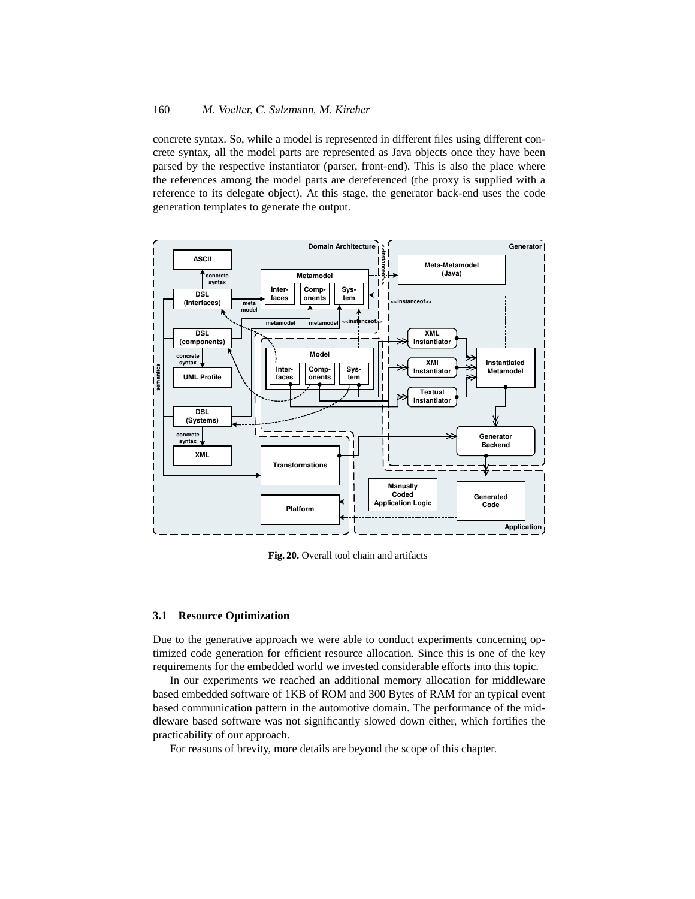concrete syntax. So, while a model is represented in different files using different concrete syntax, all the model parts are represented as Java objects once they have been parsed by the respective instantiator (parser, front-end). This is also the place where the references among the model parts are dereferenced (the proxy is supplied with a reference to its delegate object). At this stage, the generator back-end uses the code generation templates to generate the output.

**Fig. 20.** Overall tool chain and artifacts

### 3.1 Resource Optimization

Due to the generative approach we were able to conduct experiments concerning optimized code generation for efficient resource allocation. Since this is one of the key requirements for the embedded world we invested considerable efforts into this topic.

In our experiments we reached an additional memory allocation for middleware based embedded software of 1KB of ROM and 300 Bytes of RAM for an typical event based communication pattern in the automotive domain. The performance of the middleware based software was not significantly slowed down either, which fortifies the practicability of our approach.

For reasons of brevity, more details are beyond the scope of this chapter.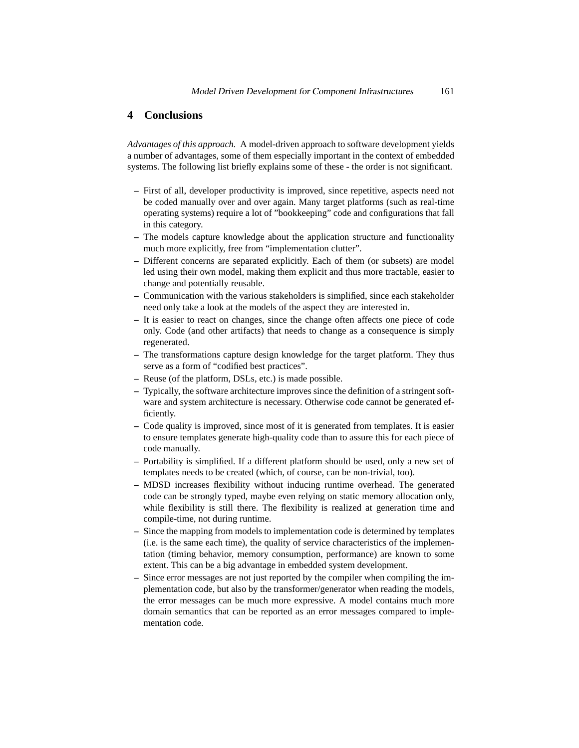## 4 Conclusions

*Advantages of this approach.* A model-driven approach to software development yields a number of advantages, some of them especially important in the context of embedded systems. The following list briefly explains some of these - the order is not significant.

- First of all, developer productivity is improved, since repetitive, aspects need not be coded manually over and over again. Many target platforms (such as real-time operating systems) require a lot of "bookkeeping" code and configurations that fall in this category.
- The models capture knowledge about the application structure and functionality much more explicitly, free from "implementation clutter".
- Different concerns are separated explicitly. Each of them (or subsets) are model led using their own model, making them explicit and thus more tractable, easier to change and potentially reusable.
- Communication with the various stakeholders is simplified, since each stakeholder need only take a look at the models of the aspect they are interested in.
- It is easier to react on changes, since the change often affects one piece of code only. Code (and other artifacts) that needs to change as a consequence is simply regenerated.
- The transformations capture design knowledge for the target platform. They thus serve as a form of "codified best practices".
- Reuse (of the platform, DSLs, etc.) is made possible.
- Typically, the software architecture improves since the definition of a stringent software and system architecture is necessary. Otherwise code cannot be generated efficiently.
- Code quality is improved, since most of it is generated from templates. It is easier to ensure templates generate high-quality code than to assure this for each piece of code manually.
- Portability is simplified. If a different platform should be used, only a new set of templates needs to be created (which, of course, can be non-trivial, too).
- MDSD increases flexibility without inducing runtime overhead. The generated code can be strongly typed, maybe even relying on static memory allocation only, while flexibility is still there. The flexibility is realized at generation time and compile-time, not during runtime.
- Since the mapping from models to implementation code is determined by templates (i.e. is the same each time), the quality of service characteristics of the implementation (timing behavior, memory consumption, performance) are known to some extent. This can be a big advantage in embedded system development.
- Since error messages are not just reported by the compiler when compiling the implementation code, but also by the transformer/generator when reading the models, the error messages can be much more expressive. A model contains much more domain semantics that can be reported as an error messages compared to implementation code.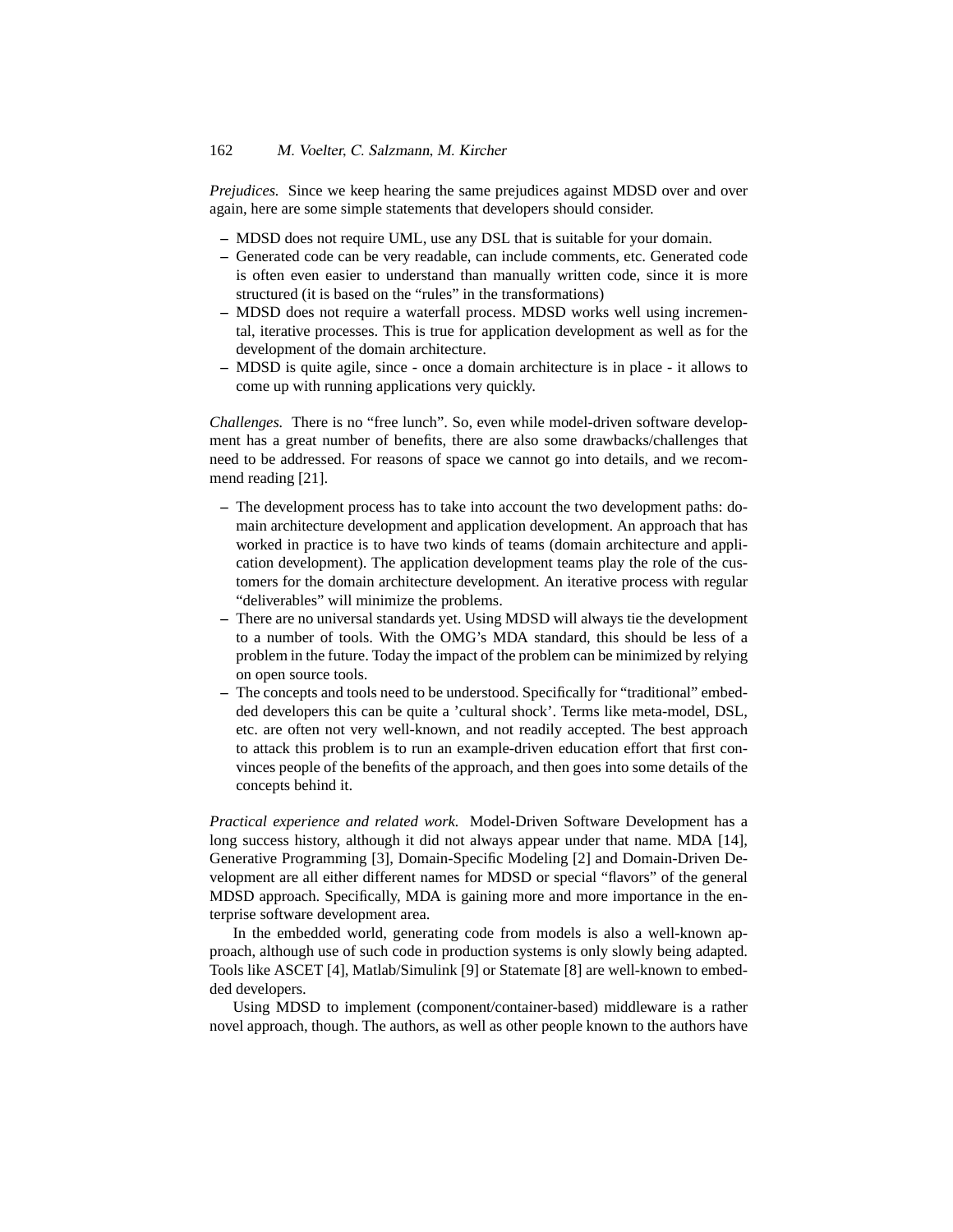*Prejudices.* Since we keep hearing the same prejudices against MDSD over and over again, here are some simple statements that developers should consider.

- MDSD does not require UML, use any DSL that is suitable for your domain.
- Generated code can be very readable, can include comments, etc. Generated code is often even easier to understand than manually written code, since it is more structured (it is based on the "rules" in the transformations)
- MDSD does not require a waterfall process. MDSD works well using incremental, iterative processes. This is true for application development as well as for the development of the domain architecture.
- MDSD is quite agile, since - once a domain architecture is in place - it allows to come up with running applications very quickly.

*Challenges.* There is no "free lunch". So, even while model-driven software development has a great number of benefits, there are also some drawbacks/challenges that need to be addressed. For reasons of space we cannot go into details, and we recommend reading [21].

- The development process has to take into account the two development paths: domain architecture development and application development. An approach that has worked in practice is to have two kinds of teams (domain architecture and application development). The application development teams play the role of the customers for the domain architecture development. An iterative process with regular "deliverables" will minimize the problems.
- There are no universal standards yet. Using MDSD will always tie the development to a number of tools. With the OMG's MDA standard, this should be less of a problem in the future. Today the impact of the problem can be minimized by relying on open source tools.
- The concepts and tools need to be understood. Specifically for "traditional" embedded developers this can be quite a 'cultural shock'. Terms like meta-model, DSL, etc. are often not very well-known, and not readily accepted. The best approach to attack this problem is to run an example-driven education effort that first convinces people of the benefits of the approach, and then goes into some details of the concepts behind it.

*Practical experience and related work.* Model-Driven Software Development has a long success history, although it did not always appear under that name. MDA [14], Generative Programming [3], Domain-Specific Modeling [2] and Domain-Driven Development are all either different names for MDSD or special "flavors" of the general MDSD approach. Specifically, MDA is gaining more and more importance in the enterprise software development area.

In the embedded world, generating code from models is also a well-known approach, although use of such code in production systems is only slowly being adapted. Tools like ASCET [4], Matlab/Simulink [9] or Statemate [8] are well-known to embedded developers.

Using MDSD to implement (component/container-based) middleware is a rather novel approach, though. The authors, as well as other people known to the authors have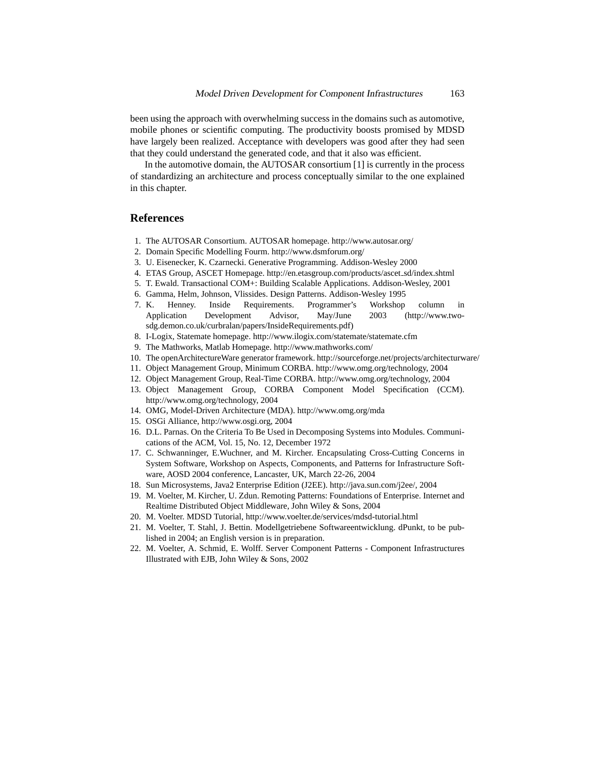been using the approach with overwhelming success in the domains such as automotive, mobile phones or scientific computing. The productivity boosts promised by MDSD have largely been realized. Acceptance with developers was good after they had seen that they could understand the generated code, and that it also was efficient.

In the automotive domain, the AUTOSAR consortium [1] is currently in the process of standardizing an architecture and process conceptually similar to the one explained in this chapter.

## References

1. The AUTOSAR Consortium. AUTOSAR homepage. http://www.autosar.org/
2. Domain Specific Modelling Fourm. http://www.dsmforum.org/
3. U. Eisenecker, K. Czarnecki. Generative Programming. Addison-Wesley 2000
4. ETAS Group, ASCET Homepage. http://en.etasgroup.com/products/ascet_sd/index.shtml
5. T. Ewald. Transactional COM+: Building Scalable Applications. Addison-Wesley, 2001
6. Gamma, Helm, Johnson, Vlissides. Design Patterns. Addison-Wesley 1995
7. K. Henney. Inside Requirements. Programmer's Workshop column in Application Development Advisor, May/June 2003 (http://www.two-sdg.demon.co.uk/curbralan/papers/InsideRequirements.pdf)
8. I-Logix, Statemate homepage. http://www.ilogix.com/statemate/statemate.cfm
9. The Mathworks, Matlab Homepage. http://www.mathworks.com/
10. The openArchitectureWare generator framework. http://sourceforge.net/projects/architecturware/
11. Object Management Group, Minimum CORBA. http://www.omg.org/technology, 2004
12. Object Management Group, Real-Time CORBA. http://www.omg.org/technology, 2004
13. Object Management Group, CORBA Component Model Specification (CCM). http://www.omg.org/technology, 2004
14. OMG, Model-Driven Architecture (MDA). http://www.omg.org/mda
15. OSGi Alliance, http://www.osgi.org, 2004
16. D.L. Parnas. On the Criteria To Be Used in Decomposing Systems into Modules. Communications of the ACM, Vol. 15, No. 12, December 1972
17. C. Schwanninger, E.Wuchner, and M. Kircher. Encapsulating Cross-Cutting Concerns in System Software, Workshop on Aspects, Components, and Patterns for Infrastructure Software, AOSD 2004 conference, Lancaster, UK, March 22-26, 2004
18. Sun Microsystems, Java2 Enterprise Edition (J2EE). http://java.sun.com/j2ee/, 2004
19. M. Voelter, M. Kircher, U. Zdun. Remoting Patterns: Foundations of Enterprise. Internet and Realtime Distributed Object Middleware, John Wiley & Sons, 2004
20. M. Voelter. MDSD Tutorial, http://www.voelter.de/services/mdsd-tutorial.html
21. M. Voelter, T. Stahl, J. Bettin. Modellgetriebene Softwareentwicklung. dPunkt, to be published in 2004; an English version is in preparation.
22. M. Voelter, A. Schmid, E. Wolff. Server Component Patterns - Component Infrastructures Illustrated with EJB, John Wiley & Sons, 2002